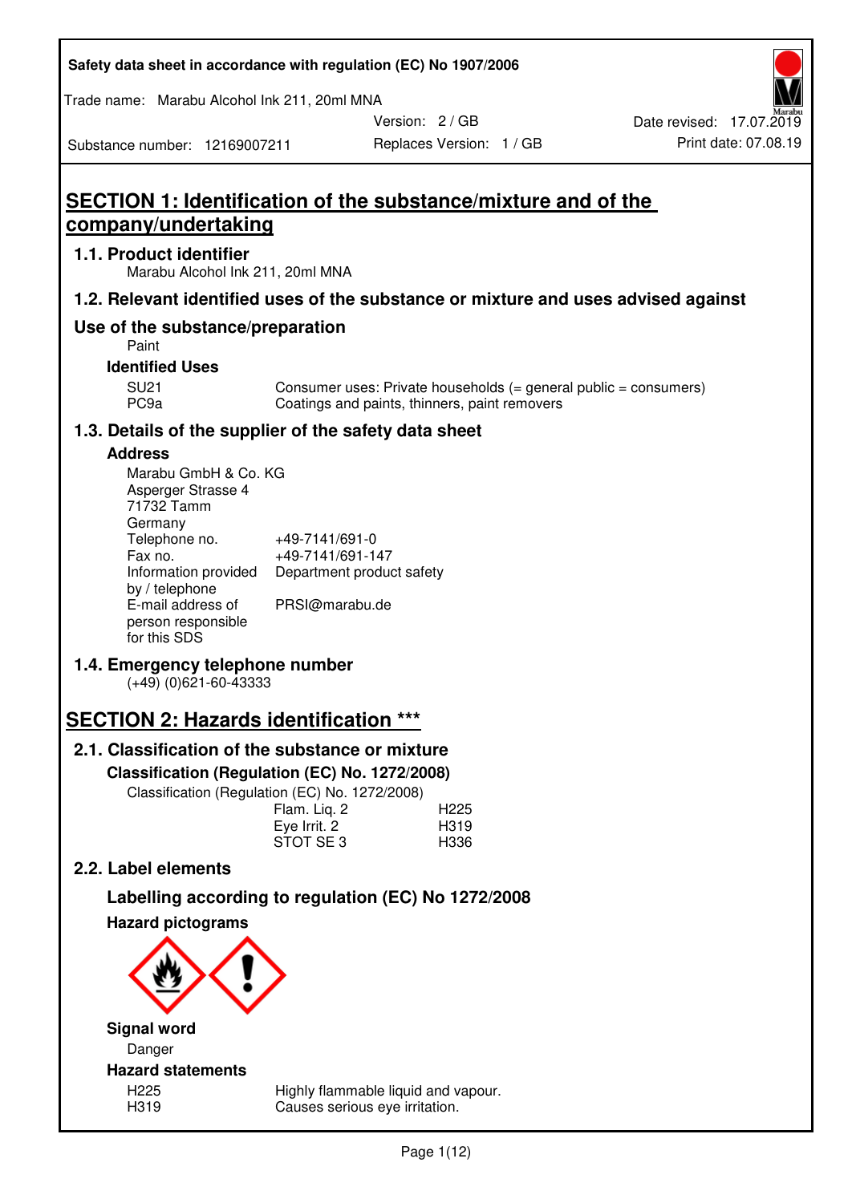Safety data sheet in accordance with regulation (EC) No 1907/2006

Trade name: Marabu Alcohol Ink 211, 20ml MNA

Version: 2 / GB

Date revised: 17.07.2019

Substance number: 12169007211

Replaces Version: 1 / GB

Print date: 07.08.19

# SECTION 1: Identification of the substance/mixture and of the company/undertaking

## 1.1. Product identifier

Marabu Alcohol Ink 211, 20ml MNA

## 1.2. Relevant identified uses of the substance or mixture and uses advised against

## Use of the substance/preparation

Paint

### Identified Uses

| | |
|---|---|
| SU21 | Consumer uses: Private households (= general public = consumers) |
| PC9a | Coatings and paints, thinners, paint removers |

## 1.3. Details of the supplier of the safety data sheet

### Address

Marabu GmbH & Co. KG
Asperger Strasse 4
71732 Tamm
Germany

| | |
|---|---|
| Telephone no. | +49-7141/691-0 |
| Fax no. | +49-7141/691-147 |
| Information provided by / telephone | Department product safety |
| E-mail address of person responsible for this SDS | PRSI@marabu.de |

## 1.4. Emergency telephone number

(+49) (0)621-60-43333

# SECTION 2: Hazards identification ***

## 2.1. Classification of the substance or mixture

### Classification (Regulation (EC) No. 1272/2008)

Classification (Regulation (EC) No. 1272/2008)

| | |
|---|---|
| Flam. Liq. 2 | H225 |
| Eye Irrit. 2 | H319 |
| STOT SE 3 | H336 |

## 2.2. Label elements

### Labelling according to regulation (EC) No 1272/2008

### Hazard pictograms

### Signal word

Danger

### Hazard statements

| | |
|---|---|
| H225 | Highly flammable liquid and vapour. |
| H319 | Causes serious eye irritation. |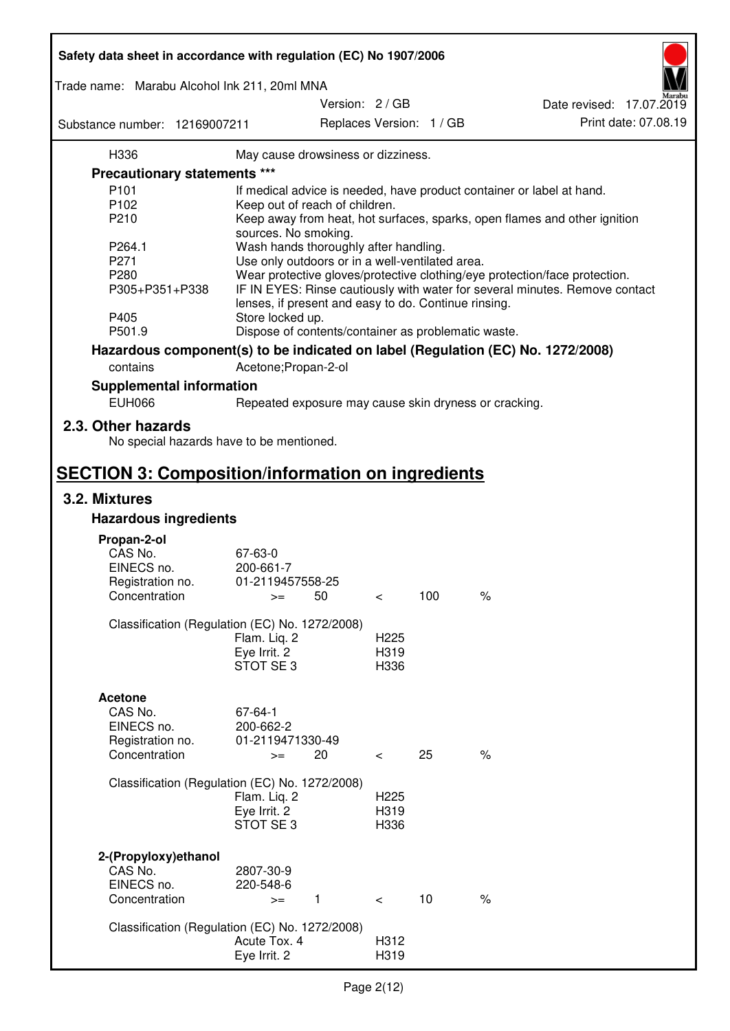| | |
|---|---|
| H336 | May cause drowsiness or dizziness. |

**Precautionary statements \*\*\***

| | |
|---|---|
| P101 | If medical advice is needed, have product container or label at hand. |
| P102 | Keep out of reach of children. |
| P210 | Keep away from heat, hot surfaces, sparks, open flames and other ignition sources. No smoking. |
| P264.1 | Wash hands thoroughly after handling. |
| P271 | Use only outdoors or in a well-ventilated area. |
| P280 | Wear protective gloves/protective clothing/eye protection/face protection. |
| P305+P351+P338 | IF IN EYES: Rinse cautiously with water for several minutes. Remove contact lenses, if present and easy to do. Continue rinsing. |
| P405 | Store locked up. |
| P501.9 | Dispose of contents/container as problematic waste. |

**Hazardous component(s) to be indicated on label (Regulation (EC) No. 1272/2008)**

| | |
|---|---|
| contains | Acetone;Propan-2-ol |

**Supplemental information**

| | |
|---|---|
| EUH066 | Repeated exposure may cause skin dryness or cracking. |

## 2.3. Other hazards

No special hazards have to be mentioned.

# SECTION 3: Composition/information on ingredients

## 3.2. Mixtures

### Hazardous ingredients

**Propan-2-ol**

| | | | | | |
|---|---|---|---|---|---|
| CAS No. | 67-63-0 | | | | |
| EINECS no. | 200-661-7 | | | | |
| Registration no. | 01-2119457558-25 | | | | |
| Concentration | >= | 50 | < | 100 | % |

Classification (Regulation (EC) No. 1272/2008)

| | |
|---|---|
| Flam. Liq. 2 | H225 |
| Eye Irrit. 2 | H319 |
| STOT SE 3 | H336 |

**Acetone**

| | | | | | |
|---|---|---|---|---|---|
| CAS No. | 67-64-1 | | | | |
| EINECS no. | 200-662-2 | | | | |
| Registration no. | 01-2119471330-49 | | | | |
| Concentration | >= | 20 | < | 25 | % |

Classification (Regulation (EC) No. 1272/2008)

| | |
|---|---|
| Flam. Liq. 2 | H225 |
| Eye Irrit. 2 | H319 |
| STOT SE 3 | H336 |

**2-(Propyloxy)ethanol**

| | | | | | |
|---|---|---|---|---|---|
| CAS No. | 2807-30-9 | | | | |
| EINECS no. | 220-548-6 | | | | |
| Concentration | >= | 1 | < | 10 | % |

Classification (Regulation (EC) No. 1272/2008)

| | |
|---|---|
| Acute Tox. 4 | H312 |
| Eye Irrit. 2 | H319 |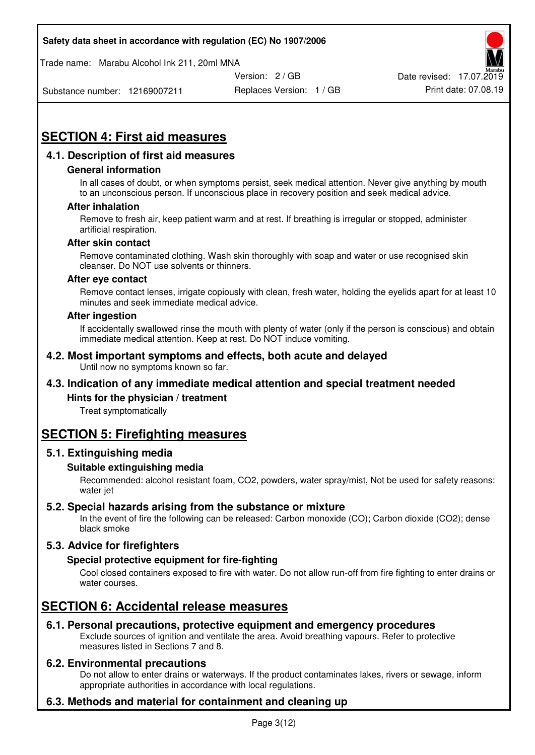# SECTION 4: First aid measures

## 4.1. Description of first aid measures

### General information

In all cases of doubt, or when symptoms persist, seek medical attention. Never give anything by mouth to an unconscious person. If unconscious place in recovery position and seek medical advice.

### After inhalation

Remove to fresh air, keep patient warm and at rest. If breathing is irregular or stopped, administer artificial respiration.

### After skin contact

Remove contaminated clothing. Wash skin thoroughly with soap and water or use recognised skin cleanser. Do NOT use solvents or thinners.

### After eye contact

Remove contact lenses, irrigate copiously with clean, fresh water, holding the eyelids apart for at least 10 minutes and seek immediate medical advice.

### After ingestion

If accidentally swallowed rinse the mouth with plenty of water (only if the person is conscious) and obtain immediate medical attention. Keep at rest. Do NOT induce vomiting.

## 4.2. Most important symptoms and effects, both acute and delayed

Until now no symptoms known so far.

## 4.3. Indication of any immediate medical attention and special treatment needed

### Hints for the physician / treatment

Treat symptomatically

# SECTION 5: Firefighting measures

## 5.1. Extinguishing media

### Suitable extinguishing media

Recommended: alcohol resistant foam, $CO_2$, powders, water spray/mist, Not be used for safety reasons: water jet

## 5.2. Special hazards arising from the substance or mixture

In the event of fire the following can be released: Carbon monoxide (CO); Carbon dioxide ($CO_2$); dense black smoke

## 5.3. Advice for firefighters

### Special protective equipment for fire-fighting

Cool closed containers exposed to fire with water. Do not allow run-off from fire fighting to enter drains or water courses.

# SECTION 6: Accidental release measures

## 6.1. Personal precautions, protective equipment and emergency procedures

Exclude sources of ignition and ventilate the area. Avoid breathing vapours. Refer to protective measures listed in Sections 7 and 8.

## 6.2. Environmental precautions

Do not allow to enter drains or waterways. If the product contaminates lakes, rivers or sewage, inform appropriate authorities in accordance with local regulations.

## 6.3. Methods and material for containment and cleaning up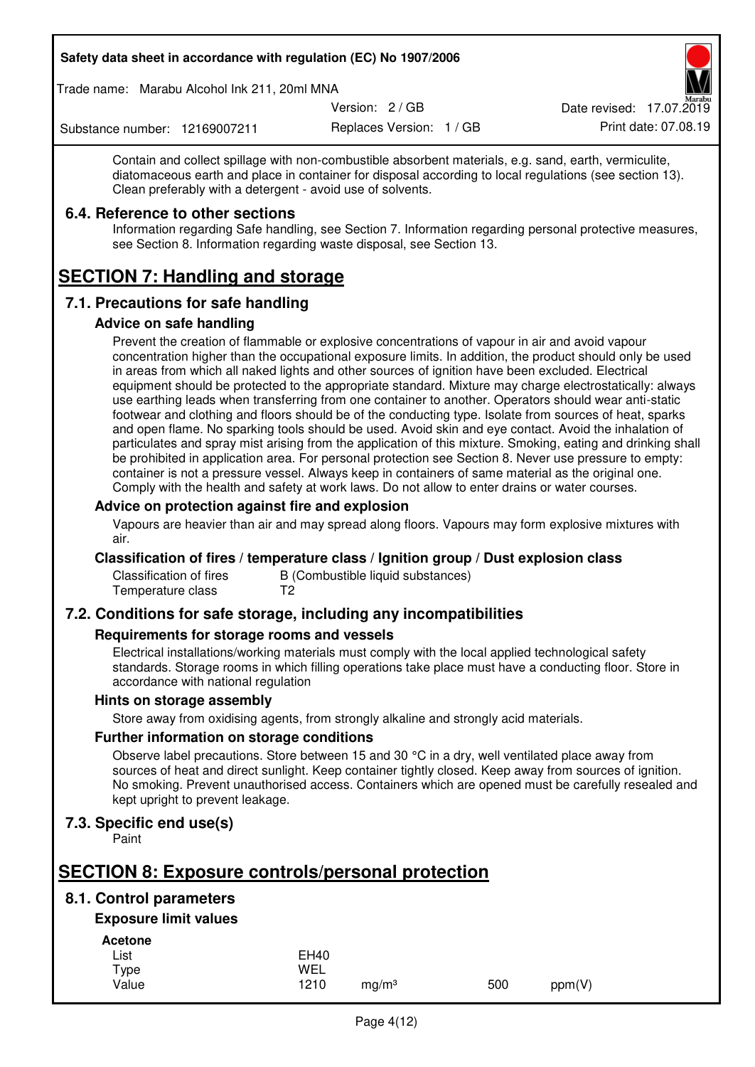Contain and collect spillage with non-combustible absorbent materials, e.g. sand, earth, vermiculite, diatomaceous earth and place in container for disposal according to local regulations (see section 13). Clean preferably with a detergent - avoid use of solvents.

### 6.4. Reference to other sections

Information regarding Safe handling, see Section 7. Information regarding personal protective measures, see Section 8. Information regarding waste disposal, see Section 13.

## SECTION 7: Handling and storage

### 7.1. Precautions for safe handling

#### Advice on safe handling

Prevent the creation of flammable or explosive concentrations of vapour in air and avoid vapour concentration higher than the occupational exposure limits. In addition, the product should only be used in areas from which all naked lights and other sources of ignition have been excluded. Electrical equipment should be protected to the appropriate standard. Mixture may charge electrostatically: always use earthing leads when transferring from one container to another. Operators should wear anti-static footwear and clothing and floors should be of the conducting type. Isolate from sources of heat, sparks and open flame. No sparking tools should be used. Avoid skin and eye contact. Avoid the inhalation of particulates and spray mist arising from the application of this mixture. Smoking, eating and drinking shall be prohibited in application area. For personal protection see Section 8. Never use pressure to empty: container is not a pressure vessel. Always keep in containers of same material as the original one. Comply with the health and safety at work laws. Do not allow to enter drains or water courses.

#### Advice on protection against fire and explosion

Vapours are heavier than air and may spread along floors. Vapours may form explosive mixtures with air.

#### Classification of fires / temperature class / Ignition group / Dust explosion class

| | |
|---|---|
| Classification of fires | B (Combustible liquid substances) |
| Temperature class | T2 |

### 7.2. Conditions for safe storage, including any incompatibilities

#### Requirements for storage rooms and vessels

Electrical installations/working materials must comply with the local applied technological safety standards. Storage rooms in which filling operations take place must have a conducting floor. Store in accordance with national regulation

#### Hints on storage assembly

Store away from oxidising agents, from strongly alkaline and strongly acid materials.

#### Further information on storage conditions

Observe label precautions. Store between 15 and 30 °C in a dry, well ventilated place away from sources of heat and direct sunlight. Keep container tightly closed. Keep away from sources of ignition. No smoking. Prevent unauthorised access. Containers which are opened must be carefully resealed and kept upright to prevent leakage.

### 7.3. Specific end use(s)

Paint

## SECTION 8: Exposure controls/personal protection

### 8.1. Control parameters

#### Exposure limit values

**Acetone**

| | | | | |
|---|---|---|---|---|
| List | EH40 | | | |
| Type | WEL | | | |
| Value | 1210 | mg/m³ | 500 | ppm(V) |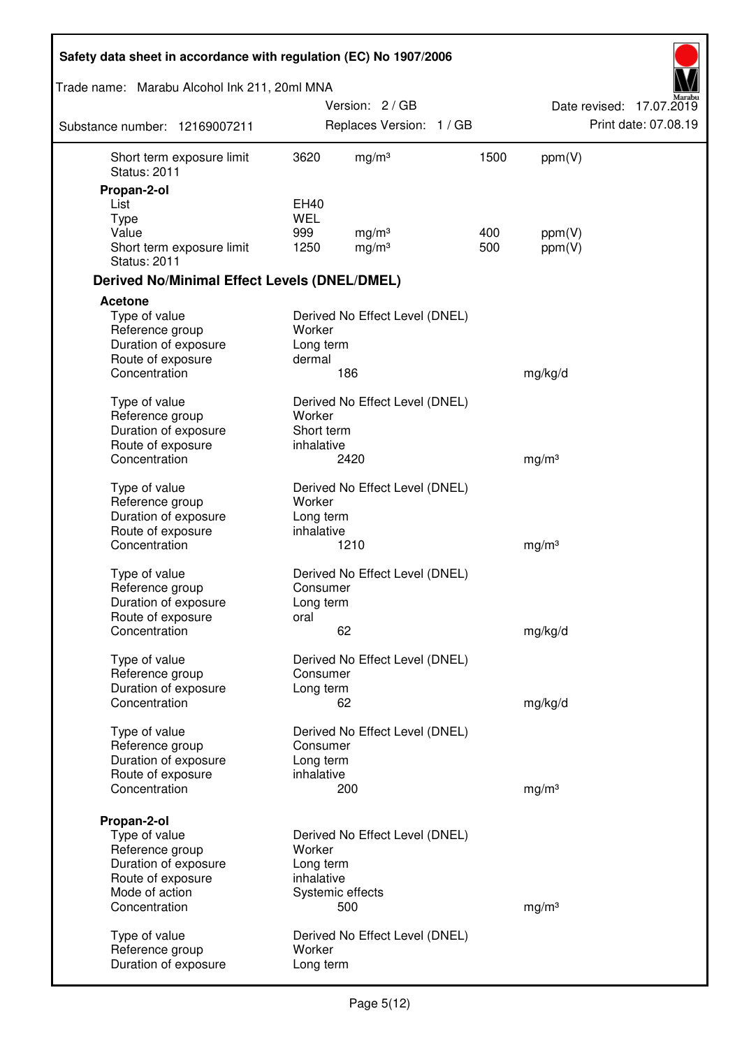| | | | | |
|---|---|---|---|---|
| Short term exposure limit | 3620 | mg/m³ | 1500 | ppm(V) |
| Status: 2011 | | | | |

**Propan-2-ol**

| | | | | |
|---|---|---|---|---|
| List | EH40 | | | |
| Type | WEL | | | |
| Value | 999 | mg/m³ | 400 | ppm(V) |
| Short term exposure limit | 1250 | mg/m³ | 500 | ppm(V) |
| Status: 2011 | | | | |

### Derived No/Minimal Effect Levels (DNEL/DMEL)

**Acetone**

| | | |
|---|---|---|
| Type of value | Derived No Effect Level (DNEL) | |
| Reference group | Worker | |
| Duration of exposure | Long term | |
| Route of exposure | dermal | |
| Concentration | 186 | mg/kg/d |

| | | |
|---|---|---|
| Type of value | Derived No Effect Level (DNEL) | |
| Reference group | Worker | |
| Duration of exposure | Short term | |
| Route of exposure | inhalative | |
| Concentration | 2420 | mg/m³ |

| | | |
|---|---|---|
| Type of value | Derived No Effect Level (DNEL) | |
| Reference group | Worker | |
| Duration of exposure | Long term | |
| Route of exposure | inhalative | |
| Concentration | 1210 | mg/m³ |

| | | |
|---|---|---|
| Type of value | Derived No Effect Level (DNEL) | |
| Reference group | Consumer | |
| Duration of exposure | Long term | |
| Route of exposure | oral | |
| Concentration | 62 | mg/kg/d |

| | | |
|---|---|---|
| Type of value | Derived No Effect Level (DNEL) | |
| Reference group | Consumer | |
| Duration of exposure | Long term | |
| Concentration | 62 | mg/kg/d |

| | | |
|---|---|---|
| Type of value | Derived No Effect Level (DNEL) | |
| Reference group | Consumer | |
| Duration of exposure | Long term | |
| Route of exposure | inhalative | |
| Concentration | 200 | mg/m³ |

**Propan-2-ol**

| | | |
|---|---|---|
| Type of value | Derived No Effect Level (DNEL) | |
| Reference group | Worker | |
| Duration of exposure | Long term | |
| Route of exposure | inhalative | |
| Mode of action | Systemic effects | |
| Concentration | 500 | mg/m³ |

| | |
|---|---|
| Type of value | Derived No Effect Level (DNEL) |
| Reference group | Worker |
| Duration of exposure | Long term |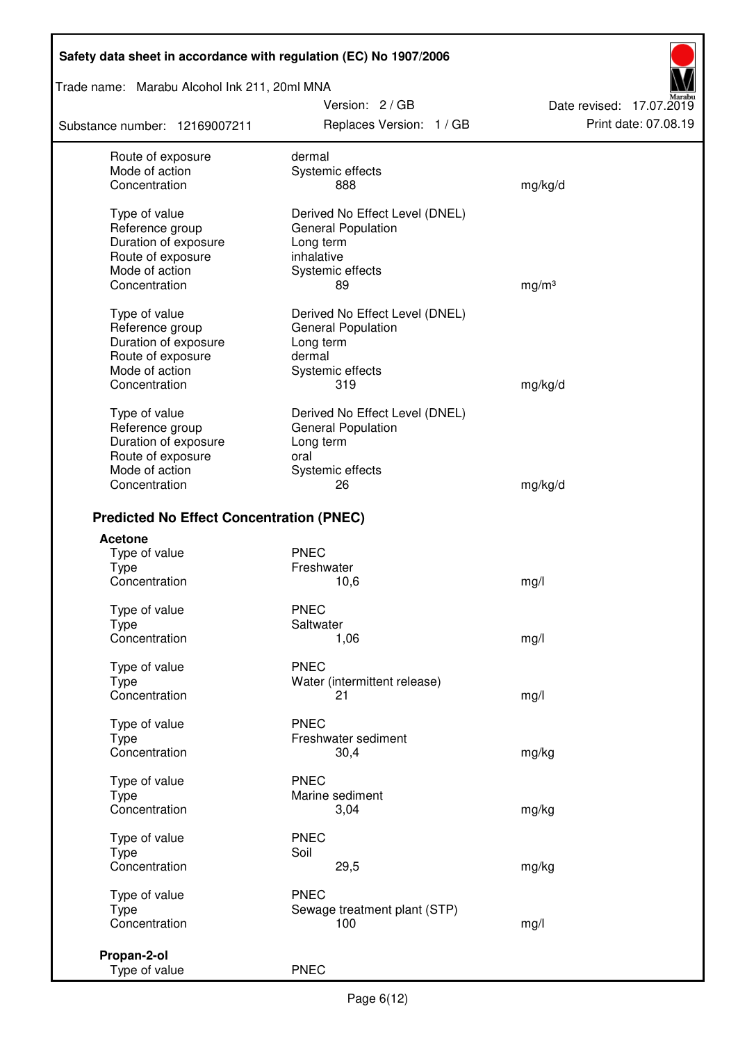| | | |
|---|---|---|
| Route of exposure | dermal | |
| Mode of action | Systemic effects | |
| Concentration | 888 | mg/kg/d |
| | | |
| Type of value | Derived No Effect Level (DNEL) | |
| Reference group | General Population | |
| Duration of exposure | Long term | |
| Route of exposure | inhalative | |
| Mode of action | Systemic effects | |
| Concentration | 89 | mg/m³ |
| | | |
| Type of value | Derived No Effect Level (DNEL) | |
| Reference group | General Population | |
| Duration of exposure | Long term | |
| Route of exposure | dermal | |
| Mode of action | Systemic effects | |
| Concentration | 319 | mg/kg/d |
| | | |
| Type of value | Derived No Effect Level (DNEL) | |
| Reference group | General Population | |
| Duration of exposure | Long term | |
| Route of exposure | oral | |
| Mode of action | Systemic effects | |
| Concentration | 26 | mg/kg/d |

### Predicted No Effect Concentration (PNEC)

**Acetone**

| | | |
|---|---|---|
| Type of value | PNEC | |
| Type | Freshwater | |
| Concentration | 10,6 | mg/l |
| | | |
| Type of value | PNEC | |
| Type | Saltwater | |
| Concentration | 1,06 | mg/l |
| | | |
| Type of value | PNEC | |
| Type | Water (intermittent release) | |
| Concentration | 21 | mg/l |
| | | |
| Type of value | PNEC | |
| Type | Freshwater sediment | |
| Concentration | 30,4 | mg/kg |
| | | |
| Type of value | PNEC | |
| Type | Marine sediment | |
| Concentration | 3,04 | mg/kg |
| | | |
| Type of value | PNEC | |
| Type | Soil | |
| Concentration | 29,5 | mg/kg |
| | | |
| Type of value | PNEC | |
| Type | Sewage treatment plant (STP) | |
| Concentration | 100 | mg/l |

**Propan-2-ol**

| | |
|---|---|
| Type of value | PNEC |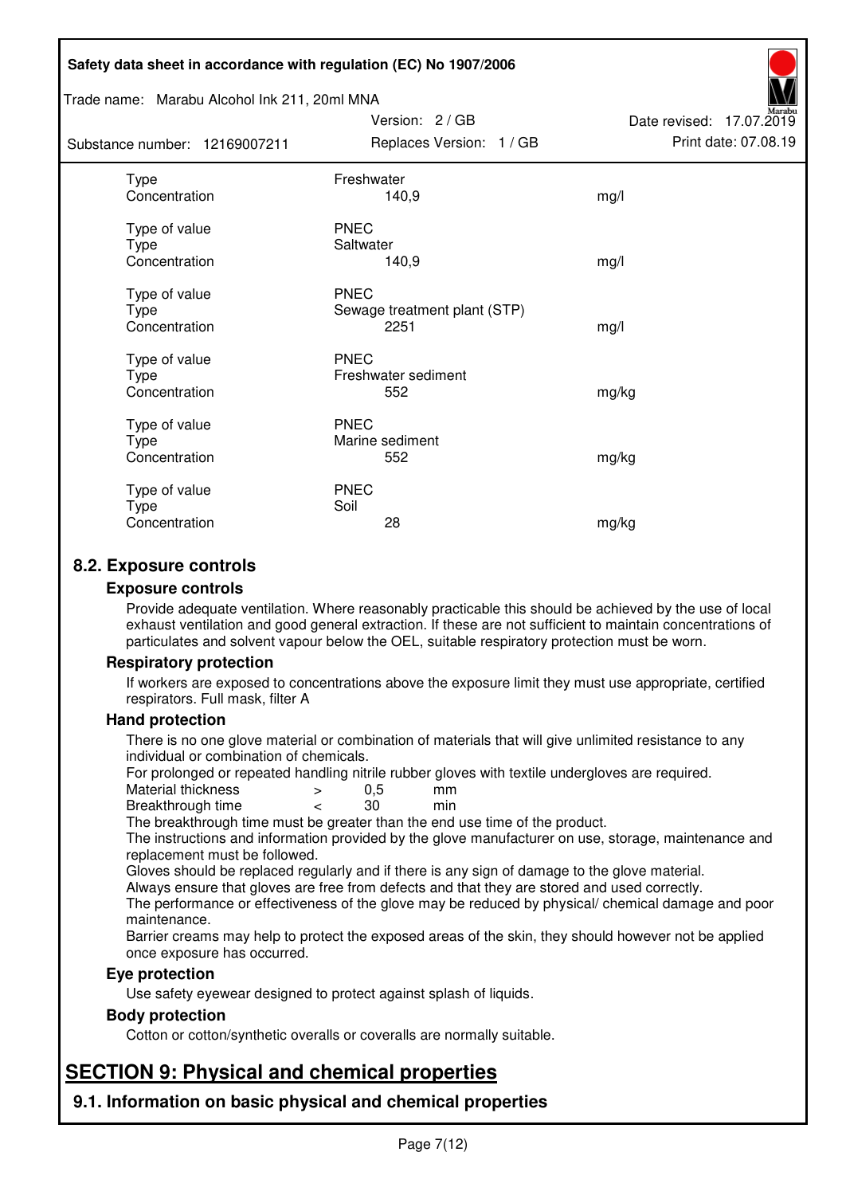| | | |
|---|---|---|
| Type | Freshwater | |
| Concentration | 140,9 | mg/l |
| | | |
| Type of value | PNEC | |
| Type | Saltwater | |
| Concentration | 140,9 | mg/l |
| | | |
| Type of value | PNEC | |
| Type | Sewage treatment plant (STP) | |
| Concentration | 2251 | mg/l |
| | | |
| Type of value | PNEC | |
| Type | Freshwater sediment | |
| Concentration | 552 | mg/kg |
| | | |
| Type of value | PNEC | |
| Type | Marine sediment | |
| Concentration | 552 | mg/kg |
| | | |
| Type of value | PNEC | |
| Type | Soil | |
| Concentration | 28 | mg/kg |

## 8.2. Exposure controls

### Exposure controls

Provide adequate ventilation. Where reasonably practicable this should be achieved by the use of local exhaust ventilation and good general extraction. If these are not sufficient to maintain concentrations of particulates and solvent vapour below the OEL, suitable respiratory protection must be worn.

### Respiratory protection

If workers are exposed to concentrations above the exposure limit they must use appropriate, certified respirators. Full mask, filter A

### Hand protection

There is no one glove material or combination of materials that will give unlimited resistance to any individual or combination of chemicals.

For prolonged or repeated handling nitrile rubber gloves with textile undergloves are required.

| | | | |
|---|---|---|---|
| Material thickness | > | 0,5 | mm |
| Breakthrough time | < | 30 | min |

The breakthrough time must be greater than the end use time of the product.

The instructions and information provided by the glove manufacturer on use, storage, maintenance and replacement must be followed.

Gloves should be replaced regularly and if there is any sign of damage to the glove material.

Always ensure that gloves are free from defects and that they are stored and used correctly.

The performance or effectiveness of the glove may be reduced by physical/ chemical damage and poor maintenance.

Barrier creams may help to protect the exposed areas of the skin, they should however not be applied once exposure has occurred.

### Eye protection

Use safety eyewear designed to protect against splash of liquids.

### Body protection

Cotton or cotton/synthetic overalls or coveralls are normally suitable.

# SECTION 9: Physical and chemical properties

## 9.1. Information on basic physical and chemical properties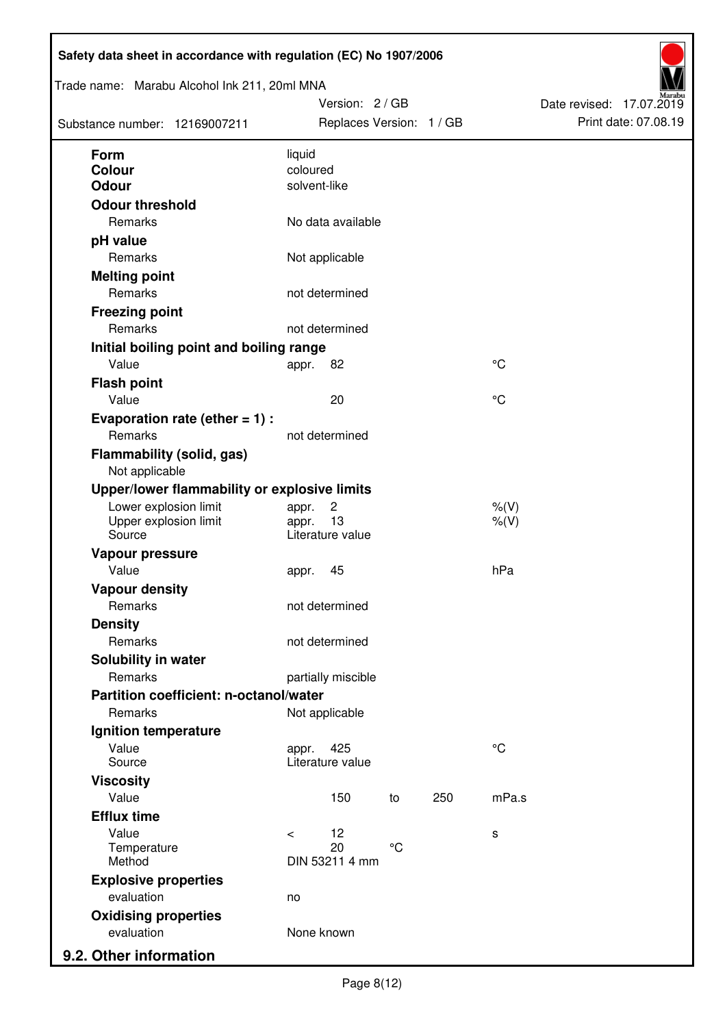| | | | | | |
|---|---|---|---|---|---|
| **Form** | liquid | | | | |
| **Colour** | coloured | | | | |
| **Odour** | solvent-like | | | | |
| **Odour threshold** | | | | | |
| Remarks | No data available | | | | |
| **pH value** | | | | | |
| Remarks | Not applicable | | | | |
| **Melting point** | | | | | |
| Remarks | not determined | | | | |
| **Freezing point** | | | | | |
| Remarks | not determined | | | | |
| **Initial boiling point and boiling range** | | | | | |
| Value | appr. | 82 | | | °C |
| **Flash point** | | | | | |
| Value | | 20 | | | °C |
| **Evaporation rate (ether = 1) :** | | | | | |
| Remarks | not determined | | | | |
| **Flammability (solid, gas)** | | | | | |
| Not applicable | | | | | |
| **Upper/lower flammability or explosive limits** | | | | | |
| Lower explosion limit | appr. | 2 | | | %(V) |
| Upper explosion limit | appr. | 13 | | | %(V) |
| Source | Literature value | | | | |
| **Vapour pressure** | | | | | |
| Value | appr. | 45 | | | hPa |
| **Vapour density** | | | | | |
| Remarks | not determined | | | | |
| **Density** | | | | | |
| Remarks | not determined | | | | |
| **Solubility in water** | | | | | |
| Remarks | partially miscible | | | | |
| **Partition coefficient: n-octanol/water** | | | | | |
| Remarks | Not applicable | | | | |
| **Ignition temperature** | | | | | |
| Value | appr. | 425 | | | °C |
| Source | Literature value | | | | |
| **Viscosity** | | | | | |
| Value | | 150 | to | 250 | mPa.s |
| **Efflux time** | | | | | |
| Value | < | 12 | | | s |
| Temperature | | 20 | °C | | |
| Method | DIN 53211 4 mm | | | | |
| **Explosive properties** | | | | | |
| evaluation | no | | | | |
| **Oxidising properties** | | | | | |
| evaluation | None known | | | | |

## 9.2. Other information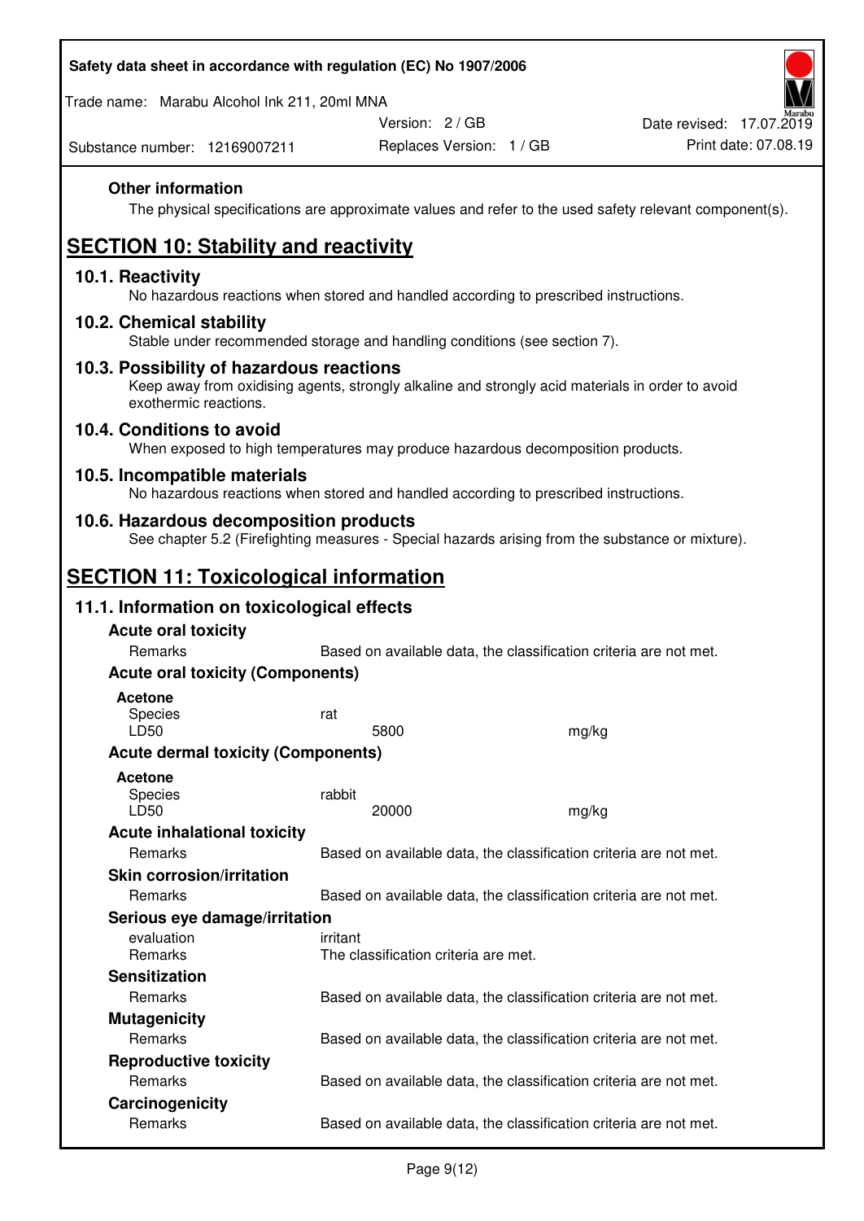**Other information**

The physical specifications are approximate values and refer to the used safety relevant component(s).

## SECTION 10: Stability and reactivity

### 10.1. Reactivity

No hazardous reactions when stored and handled according to prescribed instructions.

### 10.2. Chemical stability

Stable under recommended storage and handling conditions (see section 7).

### 10.3. Possibility of hazardous reactions

Keep away from oxidising agents, strongly alkaline and strongly acid materials in order to avoid exothermic reactions.

### 10.4. Conditions to avoid

When exposed to high temperatures may produce hazardous decomposition products.

### 10.5. Incompatible materials

No hazardous reactions when stored and handled according to prescribed instructions.

### 10.6. Hazardous decomposition products

See chapter 5.2 (Firefighting measures - Special hazards arising from the substance or mixture).

## SECTION 11: Toxicological information

### 11.1. Information on toxicological effects

**Acute oral toxicity**

| | | |
|---|---|---|
| Remarks | Based on available data, the classification criteria are not met. | |

**Acute oral toxicity (Components)**

**Acetone**

| | | |
|---|---|---|
| Species | rat | |
| LD50 | 5800 | mg/kg |

**Acute dermal toxicity (Components)**

**Acetone**

| | | |
|---|---|---|
| Species | rabbit | |
| LD50 | 20000 | mg/kg |

**Acute inhalational toxicity**

| | |
|---|---|
| Remarks | Based on available data, the classification criteria are not met. |

**Skin corrosion/irritation**

| | |
|---|---|
| Remarks | Based on available data, the classification criteria are not met. |

**Serious eye damage/irritation**

| | |
|---|---|
| evaluation | irritant |
| Remarks | The classification criteria are met. |

**Sensitization**

| | |
|---|---|
| Remarks | Based on available data, the classification criteria are not met. |

**Mutagenicity**

| | |
|---|---|
| Remarks | Based on available data, the classification criteria are not met. |

**Reproductive toxicity**

| | |
|---|---|
| Remarks | Based on available data, the classification criteria are not met. |

**Carcinogenicity**

| | |
|---|---|
| Remarks | Based on available data, the classification criteria are not met. |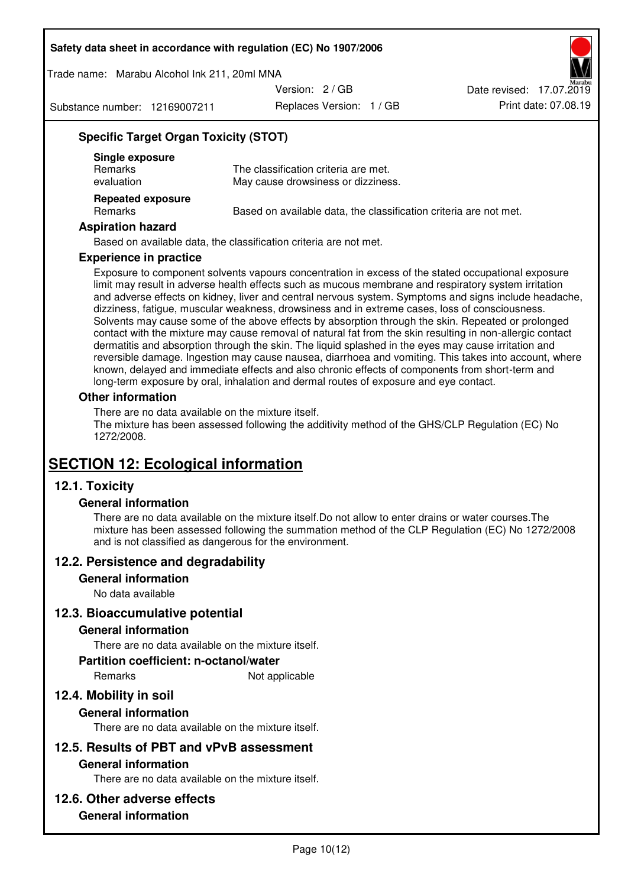### Specific Target Organ Toxicity (STOT)

**Single exposure**

| | |
|---|---|
| Remarks | The classification criteria are met. |
| evaluation | May cause drowsiness or dizziness. |

**Repeated exposure**

| | |
|---|---|
| Remarks | Based on available data, the classification criteria are not met. |

### Aspiration hazard

Based on available data, the classification criteria are not met.

### Experience in practice

Exposure to component solvents vapours concentration in excess of the stated occupational exposure limit may result in adverse health effects such as mucous membrane and respiratory system irritation and adverse effects on kidney, liver and central nervous system. Symptoms and signs include headache, dizziness, fatigue, muscular weakness, drowsiness and in extreme cases, loss of consciousness. Solvents may cause some of the above effects by absorption through the skin. Repeated or prolonged contact with the mixture may cause removal of natural fat from the skin resulting in non-allergic contact dermatitis and absorption through the skin. The liquid splashed in the eyes may cause irritation and reversible damage. Ingestion may cause nausea, diarrhoea and vomiting. This takes into account, where known, delayed and immediate effects and also chronic effects of components from short-term and long-term exposure by oral, inhalation and dermal routes of exposure and eye contact.

### Other information

There are no data available on the mixture itself.
The mixture has been assessed following the additivity method of the GHS/CLP Regulation (EC) No 1272/2008.

# SECTION 12: Ecological information

## 12.1. Toxicity

### General information

There are no data available on the mixture itself.Do not allow to enter drains or water courses.The mixture has been assessed following the summation method of the CLP Regulation (EC) No 1272/2008 and is not classified as dangerous for the environment.

## 12.2. Persistence and degradability

### General information

No data available

## 12.3. Bioaccumulative potential

### General information

There are no data available on the mixture itself.

### Partition coefficient: n-octanol/water

| | |
|---|---|
| Remarks | Not applicable |

## 12.4. Mobility in soil

### General information

There are no data available on the mixture itself.

## 12.5. Results of PBT and vPvB assessment

### General information

There are no data available on the mixture itself.

## 12.6. Other adverse effects

### General information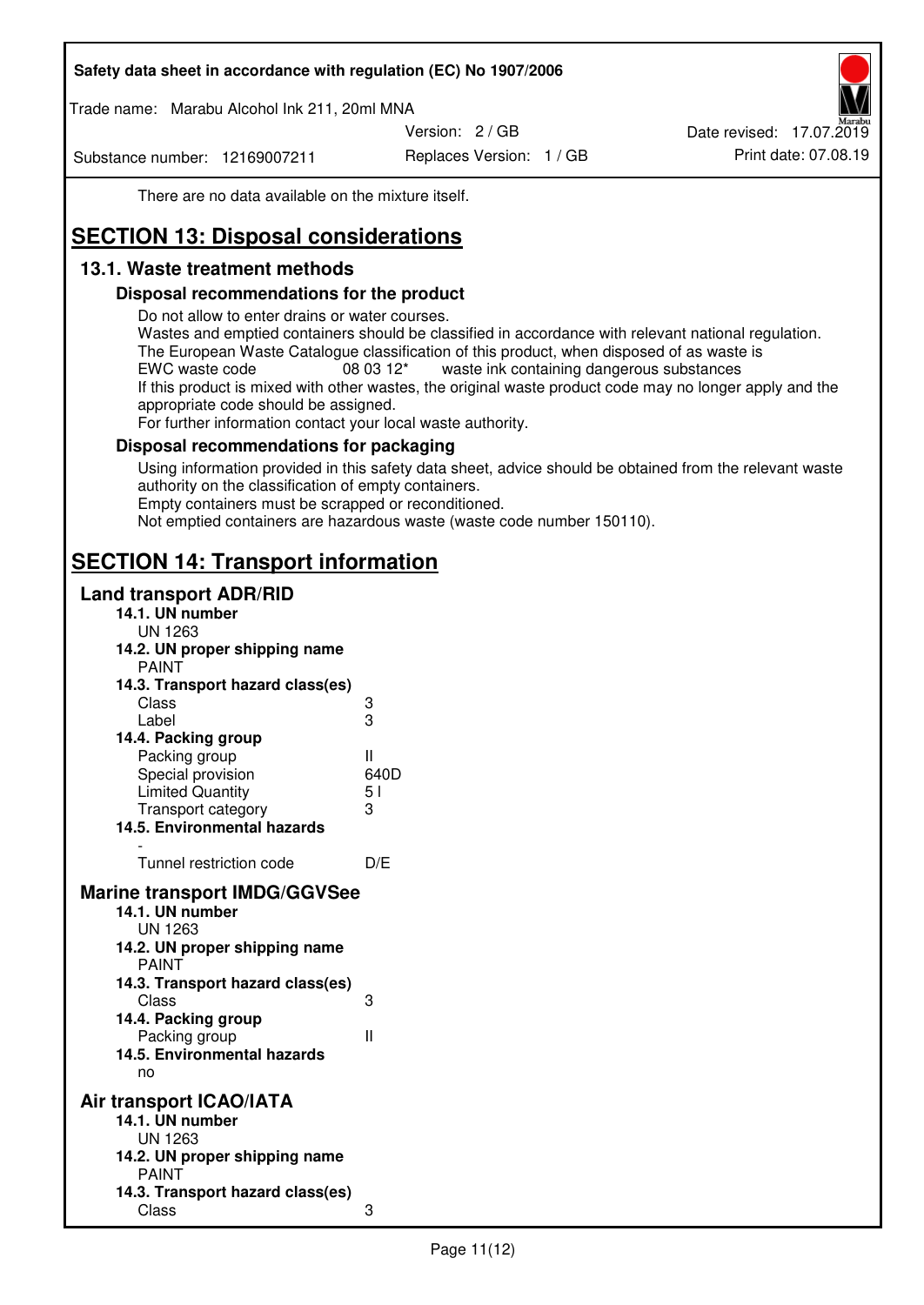There are no data available on the mixture itself.

# SECTION 13: Disposal considerations

## 13.1. Waste treatment methods

### Disposal recommendations for the product

Do not allow to enter drains or water courses.
Wastes and emptied containers should be classified in accordance with relevant national regulation.
The European Waste Catalogue classification of this product, when disposed of as waste is
EWC waste code 08 03 12* waste ink containing dangerous substances
If this product is mixed with other wastes, the original waste product code may no longer apply and the appropriate code should be assigned.
For further information contact your local waste authority.

### Disposal recommendations for packaging

Using information provided in this safety data sheet, advice should be obtained from the relevant waste authority on the classification of empty containers.
Empty containers must be scrapped or reconditioned.
Not emptied containers are hazardous waste (waste code number 150110).

# SECTION 14: Transport information

## Land transport ADR/RID

**14.1. UN number**
UN 1263

**14.2. UN proper shipping name**
PAINT

**14.3. Transport hazard class(es)**

| | |
|---|---|
| Class | 3 |
| Label | 3 |

**14.4. Packing group**

| | |
|---|---|
| Packing group | II |
| Special provision | 640D |
| Limited Quantity | 5 l |
| Transport category | 3 |

**14.5. Environmental hazards**
-

| | |
|---|---|
| Tunnel restriction code | D/E |

## Marine transport IMDG/GGVSee

**14.1. UN number**
UN 1263

**14.2. UN proper shipping name**
PAINT

**14.3. Transport hazard class(es)**

| | |
|---|---|
| Class | 3 |

**14.4. Packing group**

| | |
|---|---|
| Packing group | II |

**14.5. Environmental hazards**
no

## Air transport ICAO/IATA

**14.1. UN number**
UN 1263

**14.2. UN proper shipping name**
PAINT

**14.3. Transport hazard class(es)**

| | |
|---|---|
| Class | 3 |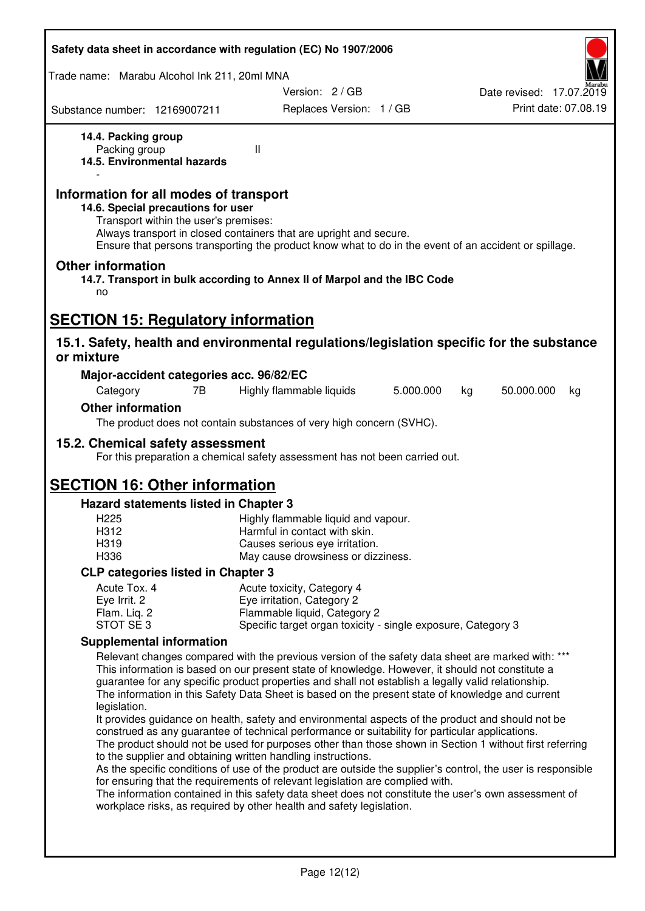**14.4. Packing group**

Packing group II

**14.5. Environmental hazards**

-

## Information for all modes of transport

**14.6. Special precautions for user**

Transport within the user's premises:
Always transport in closed containers that are upright and secure.
Ensure that persons transporting the product know what to do in the event of an accident or spillage.

## Other information

**14.7. Transport in bulk according to Annex II of Marpol and the IBC Code**

no

# SECTION 15: Regulatory information

## 15.1. Safety, health and environmental regulations/legislation specific for the substance or mixture

### Major-accident categories acc. 96/82/EC

| | | | | | | |
|---|---|---|---|---|---|---|
| Category | 7B | Highly flammable liquids | 5.000.000 | kg | 50.000.000 | kg |

### Other information

The product does not contain substances of very high concern (SVHC).

## 15.2. Chemical safety assessment

For this preparation a chemical safety assessment has not been carried out.

# SECTION 16: Other information

### Hazard statements listed in Chapter 3

| | |
|---|---|
| H225 | Highly flammable liquid and vapour. |
| H312 | Harmful in contact with skin. |
| H319 | Causes serious eye irritation. |
| H336 | May cause drowsiness or dizziness. |

### CLP categories listed in Chapter 3

| | |
|---|---|
| Acute Tox. 4 | Acute toxicity, Category 4 |
| Eye Irrit. 2 | Eye irritation, Category 2 |
| Flam. Liq. 2 | Flammable liquid, Category 2 |
| STOT SE 3 | Specific target organ toxicity - single exposure, Category 3 |

### Supplemental information

Relevant changes compared with the previous version of the safety data sheet are marked with: ***
This information is based on our present state of knowledge. However, it should not constitute a guarantee for any specific product properties and shall not establish a legally valid relationship.
The information in this Safety Data Sheet is based on the present state of knowledge and current legislation.
It provides guidance on health, safety and environmental aspects of the product and should not be construed as any guarantee of technical performance or suitability for particular applications.
The product should not be used for purposes other than those shown in Section 1 without first referring to the supplier and obtaining written handling instructions.
As the specific conditions of use of the product are outside the supplier's control, the user is responsible for ensuring that the requirements of relevant legislation are complied with.
The information contained in this safety data sheet does not constitute the user's own assessment of workplace risks, as required by other health and safety legislation.